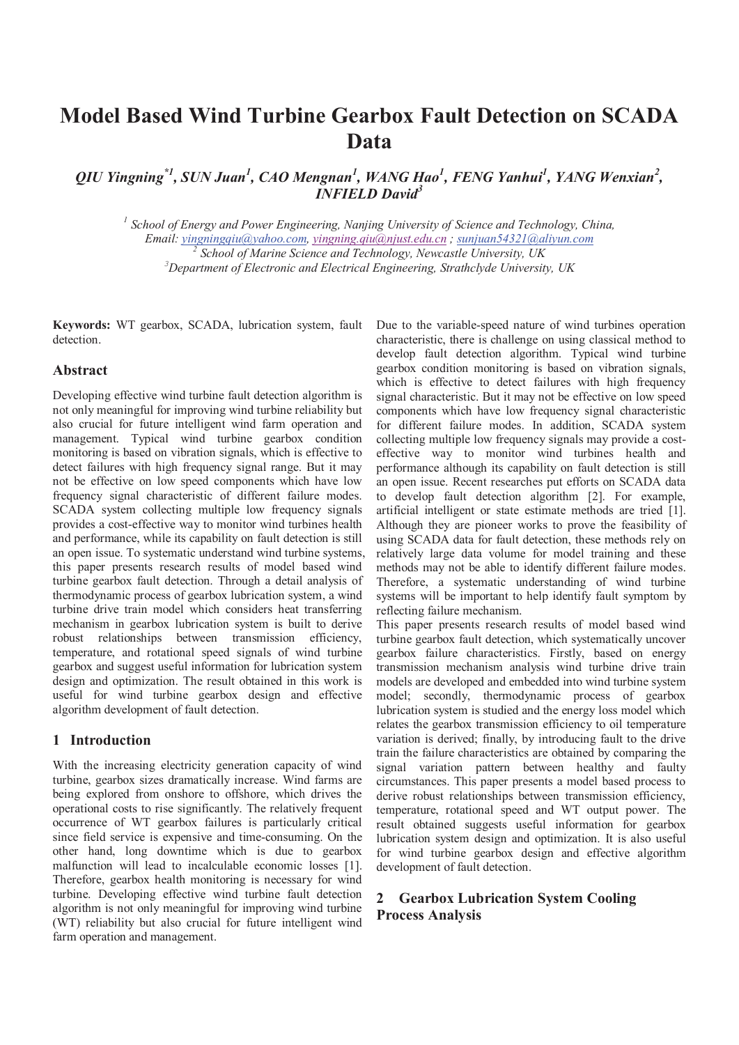# Model Based Wind Turbine Gearbox Fault Detection on SCADA Data

***QIU Yingning*[1], SUN Juan[1], CAO Mengnan[1], WANG Hao[1], FENG Yanhui[1], YANG Wenxian[2], INFIELD David[3]***

*[1] School of Energy and Power Engineering, Nanjing University of Science and Technology, China, Email: yingningqiu@yahoo.com, yingning.qiu@njust.edu.cn ; sunjuan54321@aliyun.com*
*[2] School of Marine Science and Technology, Newcastle University, UK*
*[3] Department of Electronic and Electrical Engineering, Strathclyde University, UK*

**Keywords:** WT gearbox, SCADA, lubrication system, fault detection.

## Abstract

Developing effective wind turbine fault detection algorithm is not only meaningful for improving wind turbine reliability but also crucial for future intelligent wind farm operation and management. Typical wind turbine gearbox condition monitoring is based on vibration signals, which is effective to detect failures with high frequency signal range. But it may not be effective on low speed components which have low frequency signal characteristic of different failure modes. SCADA system collecting multiple low frequency signals provides a cost-effective way to monitor wind turbines health and performance, while its capability on fault detection is still an open issue. To systematic understand wind turbine systems, this paper presents research results of model based wind turbine gearbox fault detection. Through a detail analysis of thermodynamic process of gearbox lubrication system, a wind turbine drive train model which considers heat transferring mechanism in gearbox lubrication system is built to derive robust relationships between transmission efficiency, temperature, and rotational speed signals of wind turbine gearbox and suggest useful information for lubrication system design and optimization. The result obtained in this work is useful for wind turbine gearbox design and effective algorithm development of fault detection.

## 1 Introduction

With the increasing electricity generation capacity of wind turbine, gearbox sizes dramatically increase. Wind farms are being explored from onshore to offshore, which drives the operational costs to rise significantly. The relatively frequent occurrence of WT gearbox failures is particularly critical since field service is expensive and time-consuming. On the other hand, long downtime which is due to gearbox malfunction will lead to incalculable economic losses [1]. Therefore, gearbox health monitoring is necessary for wind turbine. Developing effective wind turbine fault detection algorithm is not only meaningful for improving wind turbine (WT) reliability but also crucial for future intelligent wind farm operation and management.

Due to the variable-speed nature of wind turbines operation characteristic, there is challenge on using classical method to develop fault detection algorithm. Typical wind turbine gearbox condition monitoring is based on vibration signals, which is effective to detect failures with high frequency signal characteristic. But it may not be effective on low speed components which have low frequency signal characteristic for different failure modes. In addition, SCADA system collecting multiple low frequency signals may provide a cost-effective way to monitor wind turbines health and performance although its capability on fault detection is still an open issue. Recent researches put efforts on SCADA data to develop fault detection algorithm [2]. For example, artificial intelligent or state estimate methods are tried [1]. Although they are pioneer works to prove the feasibility of using SCADA data for fault detection, these methods rely on relatively large data volume for model training and these methods may not be able to identify different failure modes. Therefore, a systematic understanding of wind turbine systems will be important to help identify fault symptom by reflecting failure mechanism.

This paper presents research results of model based wind turbine gearbox fault detection, which systematically uncover gearbox failure characteristics. Firstly, based on energy transmission mechanism analysis wind turbine drive train models are developed and embedded into wind turbine system model; secondly, thermodynamic process of gearbox lubrication system is studied and the energy loss model which relates the gearbox transmission efficiency to oil temperature variation is derived; finally, by introducing fault to the drive train the failure characteristics are obtained by comparing the signal variation pattern between healthy and faulty circumstances. This paper presents a model based process to derive robust relationships between transmission efficiency, temperature, rotational speed and WT output power. The result obtained suggests useful information for gearbox lubrication system design and optimization. It is also useful for wind turbine gearbox design and effective algorithm development of fault detection.

## 2 Gearbox Lubrication System Cooling Process Analysis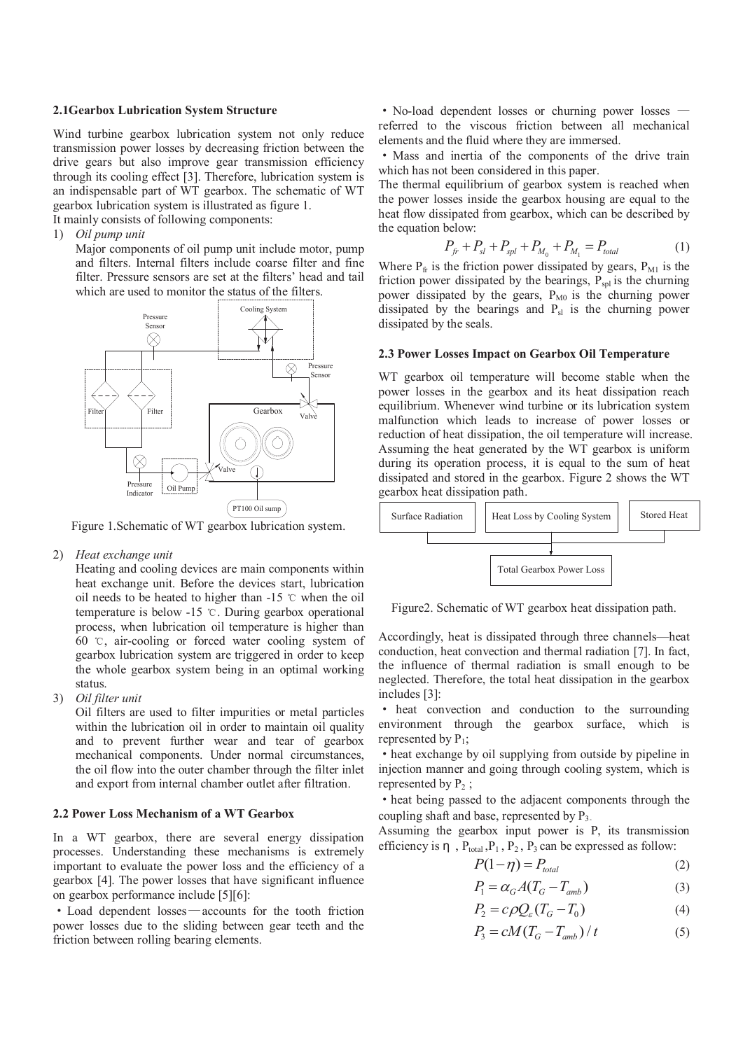### 2.1Gearbox Lubrication System Structure

Wind turbine gearbox lubrication system not only reduce transmission power losses by decreasing friction between the drive gears but also improve gear transmission efficiency through its cooling effect [3]. Therefore, lubrication system is an indispensable part of WT gearbox. The schematic of WT gearbox lubrication system is illustrated as figure 1.

It mainly consists of following components:

1) *Oil pump unit*

   Major components of oil pump unit include motor, pump and filters. Internal filters include coarse filter and fine filter. Pressure sensors are set at the filters' head and tail which are used to monitor the status of the filters.

Figure 1.Schematic of WT gearbox lubrication system.

2) *Heat exchange unit*

   Heating and cooling devices are main components within heat exchange unit. Before the devices start, lubrication oil needs to be heated to higher than -15 ℃ when the oil temperature is below -15 ℃. During gearbox operational process, when lubrication oil temperature is higher than 60 ℃, air-cooling or forced water cooling system of gearbox lubrication system are triggered in order to keep the whole gearbox system being in an optimal working status.

3) *Oil filter unit*

   Oil filters are used to filter impurities or metal particles within the lubrication oil in order to maintain oil quality and to prevent further wear and tear of gearbox mechanical components. Under normal circumstances, the oil flow into the outer chamber through the filter inlet and export from internal chamber outlet after filtration.

### 2.2 Power Loss Mechanism of a WT Gearbox

In a WT gearbox, there are several energy dissipation processes. Understanding these mechanisms is extremely important to evaluate the power loss and the efficiency of a gearbox [4]. The power losses that have significant influence on gearbox performance include [5][6]:

• Load dependent losses—accounts for the tooth friction power losses due to the sliding between gear teeth and the friction between rolling bearing elements.

• No-load dependent losses or churning power losses — referred to the viscous friction between all mechanical elements and the fluid where they are immersed.

• Mass and inertia of the components of the drive train which has not been considered in this paper.

The thermal equilibrium of gearbox system is reached when the power losses inside the gearbox housing are equal to the heat flow dissipated from gearbox, which can be described by the equation below:

$$P_{fr} + P_{sl} + P_{spl} + P_{M_0} + P_{M_1} = P_{total} \tag{1}$$

Where $P_{fr}$ is the friction power dissipated by gears, $P_{M1}$ is the friction power dissipated by the bearings, $P_{spl}$ is the churning power dissipated by the gears, $P_{M0}$ is the churning power dissipated by the bearings and $P_{sl}$ is the churning power dissipated by the seals.

### 2.3 Power Losses Impact on Gearbox Oil Temperature

WT gearbox oil temperature will become stable when the power losses in the gearbox and its heat dissipation reach equilibrium. Whenever wind turbine or its lubrication system malfunction which leads to increase of power losses or reduction of heat dissipation, the oil temperature will increase. Assuming the heat generated by the WT gearbox is uniform during its operation process, it is equal to the sum of heat dissipated and stored in the gearbox. Figure 2 shows the WT gearbox heat dissipation path.

Figure2. Schematic of WT gearbox heat dissipation path.

Accordingly, heat is dissipated through three channels—heat conduction, heat convection and thermal radiation [7]. In fact, the influence of thermal radiation is small enough to be neglected. Therefore, the total heat dissipation in the gearbox includes [3]:

• heat convection and conduction to the surrounding environment through the gearbox surface, which is represented by $P_1$;

• heat exchange by oil supplying from outside by pipeline in injection manner and going through cooling system, which is represented by $P_2$ ;

• heat being passed to the adjacent components through the coupling shaft and base, represented by $P_3$.

Assuming the gearbox input power is P, its transmission efficiency is $\eta$ , $P_{total}$ ,$P_1$ , $P_2$ , $P_3$ can be expressed as follow:

$$P(1-\eta) = P_{total} \tag{2}$$

$$P_1 = \alpha_G A(T_G - T_{amb}) \tag{3}$$

$$P_2 = c\rho Q_\varepsilon (T_G - T_0) \tag{4}$$

$$P_3 = cM(T_G - T_{amb})/t \tag{5}$$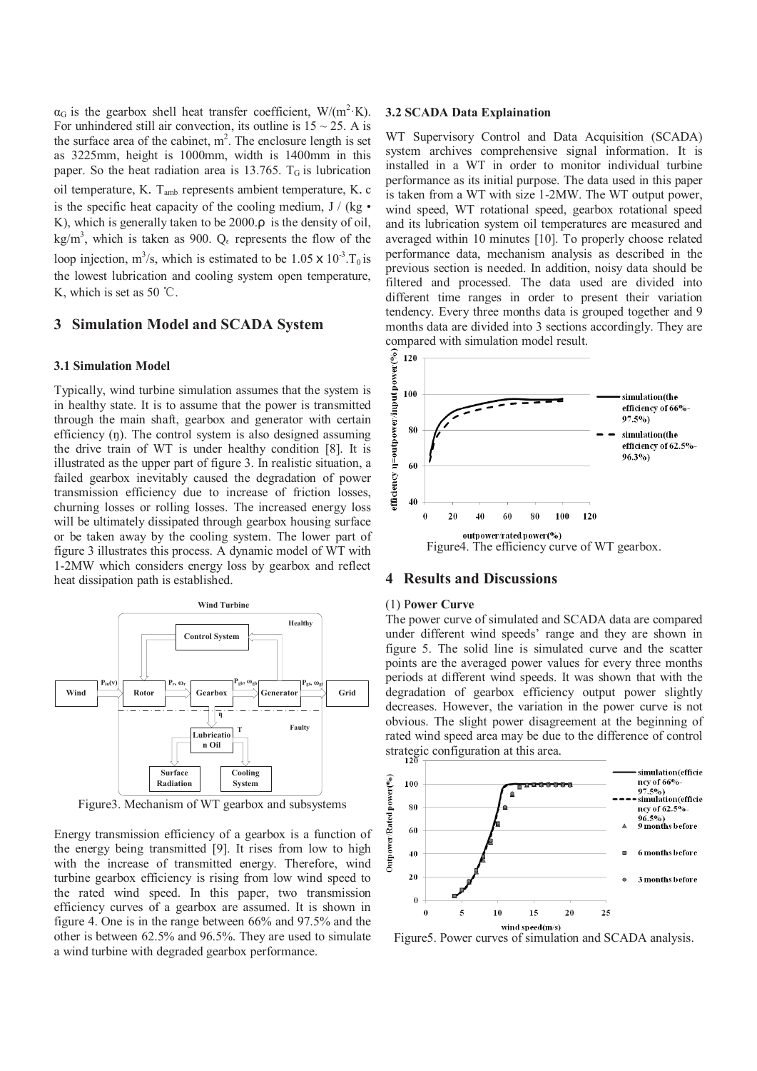$\alpha_G$ is the gearbox shell heat transfer coefficient, $W/(m^2 \cdot K)$. For unhindered still air convection, its outline is $15 \sim 25$. A is the surface area of the cabinet, $m^2$. The enclosure length is set as 3225mm, height is 1000mm, width is 1400mm in this paper. So the heat radiation area is 13.765. $T_G$ is lubrication oil temperature, K. $T_{amb}$ represents ambient temperature, K. c is the specific heat capacity of the cooling medium, J / (kg • K), which is generally taken to be 2000.ρ is the density of oil, $kg/m^3$, which is taken as 900. $Q_\varepsilon$ represents the flow of the loop injection, $m^3/s$, which is estimated to be $1.05 \times 10^{-3}$. $T_0$ is the lowest lubrication and cooling system open temperature, K, which is set as 50 ℃.

## 3 Simulation Model and SCADA System

### 3.1 Simulation Model

Typically, wind turbine simulation assumes that the system is in healthy state. It is to assume that the power is transmitted through the main shaft, gearbox and generator with certain efficiency (η). The control system is also designed assuming the drive train of WT is under healthy condition [8]. It is illustrated as the upper part of figure 3. In realistic situation, a failed gearbox inevitably caused the degradation of power transmission efficiency due to increase of friction losses, churning losses or rolling losses. The increased energy loss will be ultimately dissipated through gearbox housing surface or be taken away by the cooling system. The lower part of figure 3 illustrates this process. A dynamic model of WT with 1-2MW which considers energy loss by gearbox and reflect heat dissipation path is established.

Figure3. Mechanism of WT gearbox and subsystems

Energy transmission efficiency of a gearbox is a function of the energy being transmitted [9]. It rises from low to high with the increase of transmitted energy. Therefore, wind turbine gearbox efficiency is rising from low wind speed to the rated wind speed. In this paper, two transmission efficiency curves of a gearbox are assumed. It is shown in figure 4. One is in the range between 66% and 97.5% and the other is between 62.5% and 96.5%. They are used to simulate a wind turbine with degraded gearbox performance.

### 3.2 SCADA Data Explaination

WT Supervisory Control and Data Acquisition (SCADA) system archives comprehensive signal information. It is installed in a WT in order to monitor individual turbine performance as its initial purpose. The data used in this paper is taken from a WT with size 1-2MW. The WT output power, wind speed, WT rotational speed, gearbox rotational speed and its lubrication system oil temperatures are measured and averaged within 10 minutes [10]. To properly choose related performance data, mechanism analysis as described in the previous section is needed. In addition, noisy data should be filtered and processed. The data used are divided into different time ranges in order to present their variation tendency. Every three months data is grouped together and 9 months data are divided into 3 sections accordingly. They are compared with simulation model result.

Figure4. The efficiency curve of WT gearbox.

## 4 Results and Discussions

(1) **Power Curve**

The power curve of simulated and SCADA data are compared under different wind speeds' range and they are shown in figure 5. The solid line is simulated curve and the scatter points are the averaged power values for every three months periods at different wind speeds. It was shown that with the degradation of gearbox efficiency output power slightly decreases. However, the variation in the power curve is not obvious. The slight power disagreement at the beginning of rated wind speed area may be due to the difference of control strategic configuration at this area.

Figure5. Power curves of simulation and SCADA analysis.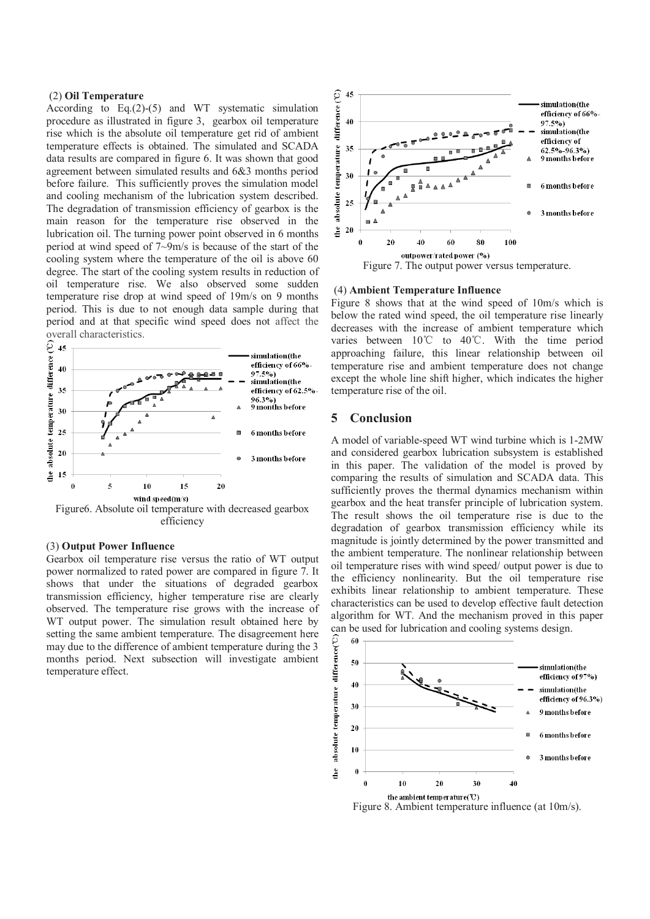(2) **Oil Temperature**

According to Eq.(2)-(5) and WT systematic simulation procedure as illustrated in figure 3, gearbox oil temperature rise which is the absolute oil temperature get rid of ambient temperature effects is obtained. The simulated and SCADA data results are compared in figure 6. It was shown that good agreement between simulated results and 6&3 months period before failure. This sufficiently proves the simulation model and cooling mechanism of the lubrication system described. The degradation of transmission efficiency of gearbox is the main reason for the temperature rise observed in the lubrication oil. The turning power point observed in 6 months period at wind speed of 7~9m/s is because of the start of the cooling system where the temperature of the oil is above 60 degree. The start of the cooling system results in reduction of oil temperature rise. We also observed some sudden temperature rise drop at wind speed of 19m/s on 9 months period. This is due to not enough data sample during that period and at that specific wind speed does not affect the overall characteristics.

Figure6. Absolute oil temperature with decreased gearbox efficiency

(3) **Output Power Influence**

Gearbox oil temperature rise versus the ratio of WT output power normalized to rated power are compared in figure 7. It shows that under the situations of degraded gearbox transmission efficiency, higher temperature rise are clearly observed. The temperature rise grows with the increase of WT output power. The simulation result obtained here by setting the same ambient temperature. The disagreement here may due to the difference of ambient temperature during the 3 months period. Next subsection will investigate ambient temperature effect.

Figure 7. The output power versus temperature.

(4) **Ambient Temperature Influence**

Figure 8 shows that at the wind speed of 10m/s which is below the rated wind speed, the oil temperature rise linearly decreases with the increase of ambient temperature which varies between 10℃ to 40℃. With the time period approaching failure, this linear relationship between oil temperature rise and ambient temperature does not change except the whole line shift higher, which indicates the higher temperature rise of the oil.

## 5 Conclusion

A model of variable-speed WT wind turbine which is 1-2MW and considered gearbox lubrication subsystem is established in this paper. The validation of the model is proved by comparing the results of simulation and SCADA data. This sufficiently proves the thermal dynamics mechanism within gearbox and the heat transfer principle of lubrication system. The result shows the oil temperature rise is due to the degradation of gearbox transmission efficiency while its magnitude is jointly determined by the power transmitted and the ambient temperature. The nonlinear relationship between oil temperature rises with wind speed/ output power is due to the efficiency nonlinearity. But the oil temperature rise exhibits linear relationship to ambient temperature. These characteristics can be used to develop effective fault detection algorithm for WT. And the mechanism proved in this paper can be used for lubrication and cooling systems design.

Figure 8. Ambient temperature influence (at 10m/s).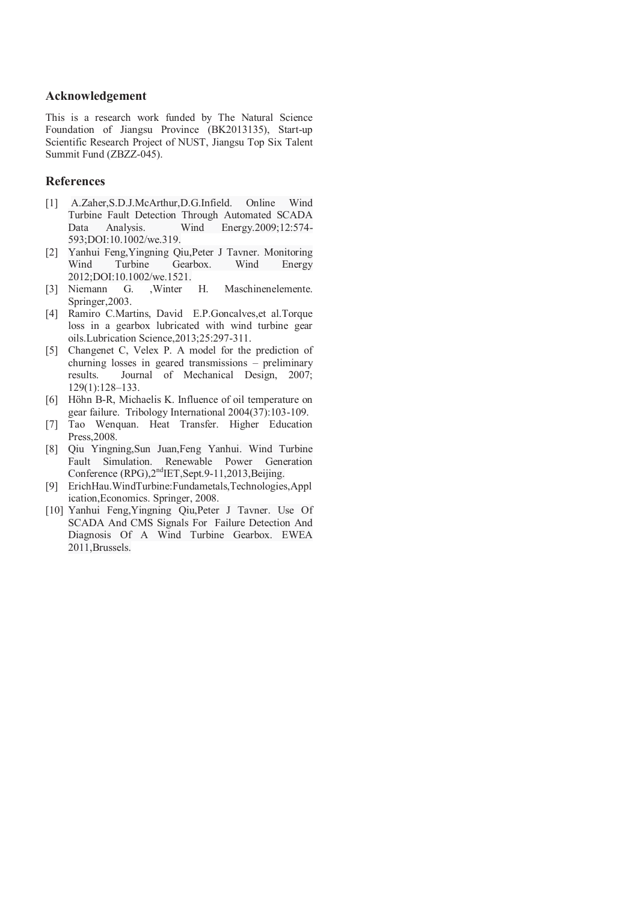## Acknowledgement

This is a research work funded by The Natural Science Foundation of Jiangsu Province (BK2013135), Start-up Scientific Research Project of NUST, Jiangsu Top Six Talent Summit Fund (ZBZZ-045).

## References

[1] A.Zaher,S.D.J.McArthur,D.G.Infield. Online Wind Turbine Fault Detection Through Automated SCADA Data Analysis. Wind Energy.2009;12:574-593;DOI:10.1002/we.319.

[2] Yanhui Feng,Yingning Qiu,Peter J Tavner. Monitoring Wind Turbine Gearbox. Wind Energy 2012;DOI:10.1002/we.1521.

[3] Niemann G. ,Winter H. Maschinenelemente. Springer,2003.

[4] Ramiro C.Martins, David E.P.Goncalves,et al.Torque loss in a gearbox lubricated with wind turbine gear oils.Lubrication Science,2013;25:297-311.

[5] Changenet C, Velex P. A model for the prediction of churning losses in geared transmissions – preliminary results. Journal of Mechanical Design, 2007; 129(1):128–133.

[6] Höhn B-R, Michaelis K. Influence of oil temperature on gear failure. Tribology International 2004(37):103-109.

[7] Tao Wenquan. Heat Transfer. Higher Education Press,2008.

[8] Qiu Yingning,Sun Juan,Feng Yanhui. Wind Turbine Fault Simulation. Renewable Power Generation Conference (RPG),2nd IET,Sept.9-11,2013,Beijing.

[9] ErichHau.WindTurbine:Fundametals,Technologies,Application,Economics. Springer, 2008.

[10] Yanhui Feng,Yingning Qiu,Peter J Tavner. Use Of SCADA And CMS Signals For Failure Detection And Diagnosis Of A Wind Turbine Gearbox. EWEA 2011,Brussels.